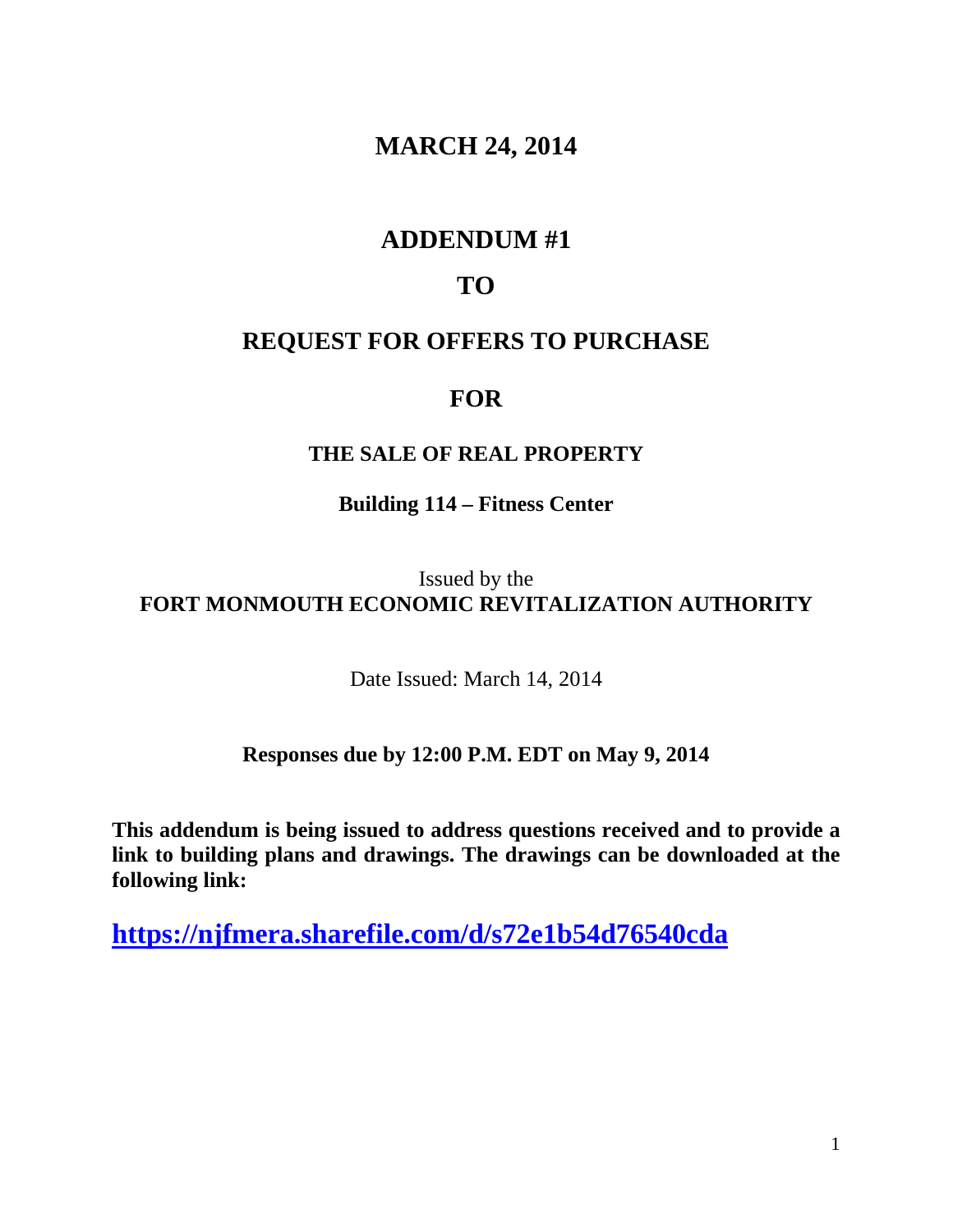# MARCH 24, 2014

# ADDENDUM #1

# TO

# REQUEST FOR OFFERS TO PURCHASE

# FOR

## THE SALE OF REAL PROPERTY

### Building 114 – Fitness Center

Issued by the
**FORT MONMOUTH ECONOMIC REVITALIZATION AUTHORITY**

Date Issued: March 14, 2014

**Responses due by 12:00 P.M. EDT on May 9, 2014**

**This addendum is being issued to address questions received and to provide a link to building plans and drawings. The drawings can be downloaded at the following link:**

**https://njfmera.sharefile.com/d/s72e1b54d76540cda**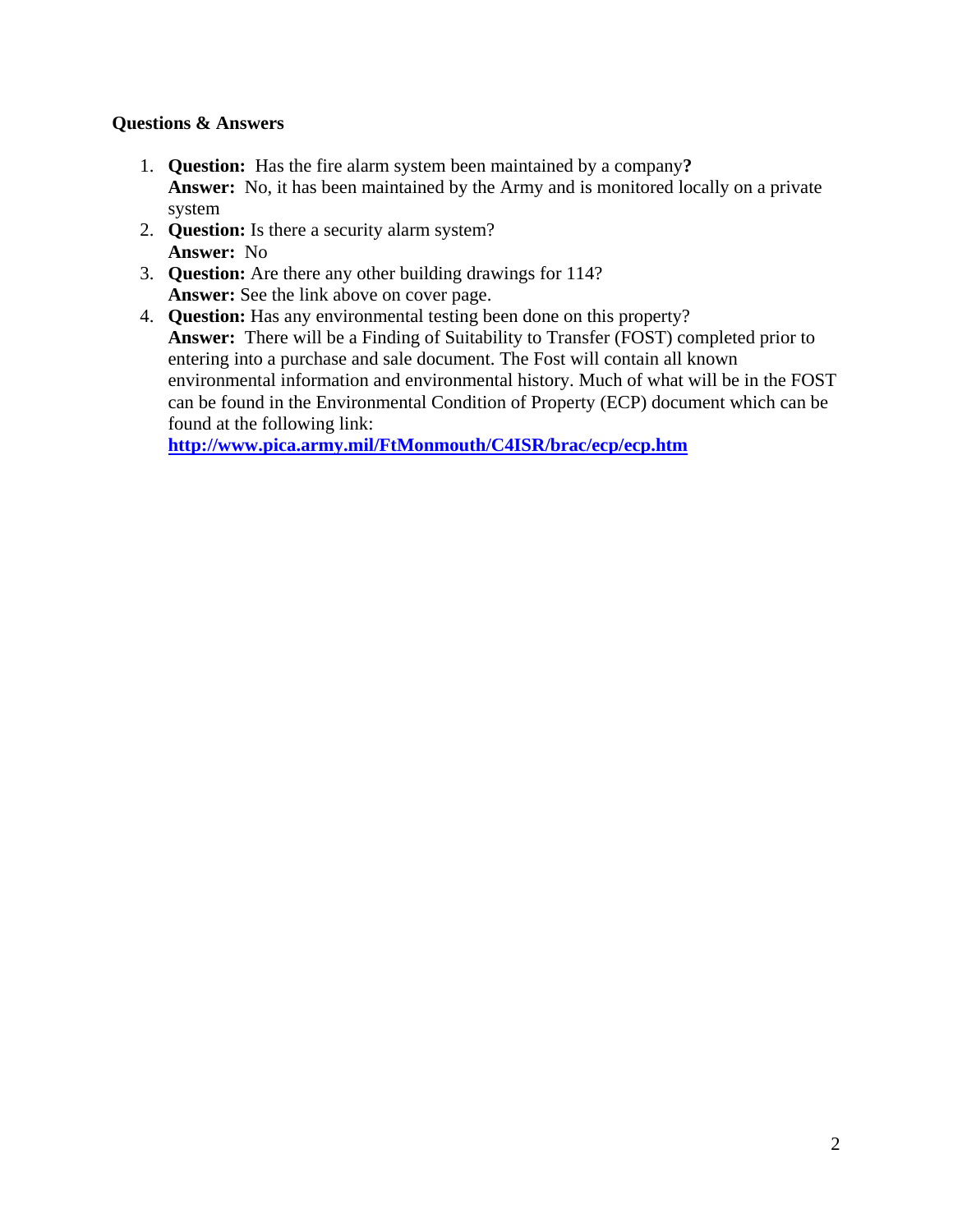**Questions & Answers**

1. **Question:** Has the fire alarm system been maintained by a company**?**
   **Answer:** No, it has been maintained by the Army and is monitored locally on a private system
2. **Question:** Is there a security alarm system?
   **Answer:** No
3. **Question:** Are there any other building drawings for 114?
   **Answer:** See the link above on cover page.
4. **Question:** Has any environmental testing been done on this property?
   **Answer:** There will be a Finding of Suitability to Transfer (FOST) completed prior to entering into a purchase and sale document. The Fost will contain all known environmental information and environmental history. Much of what will be in the FOST can be found in the Environmental Condition of Property (ECP) document which can be found at the following link:
   **http://www.pica.army.mil/FtMonmouth/C4ISR/brac/ecp/ecp.htm**